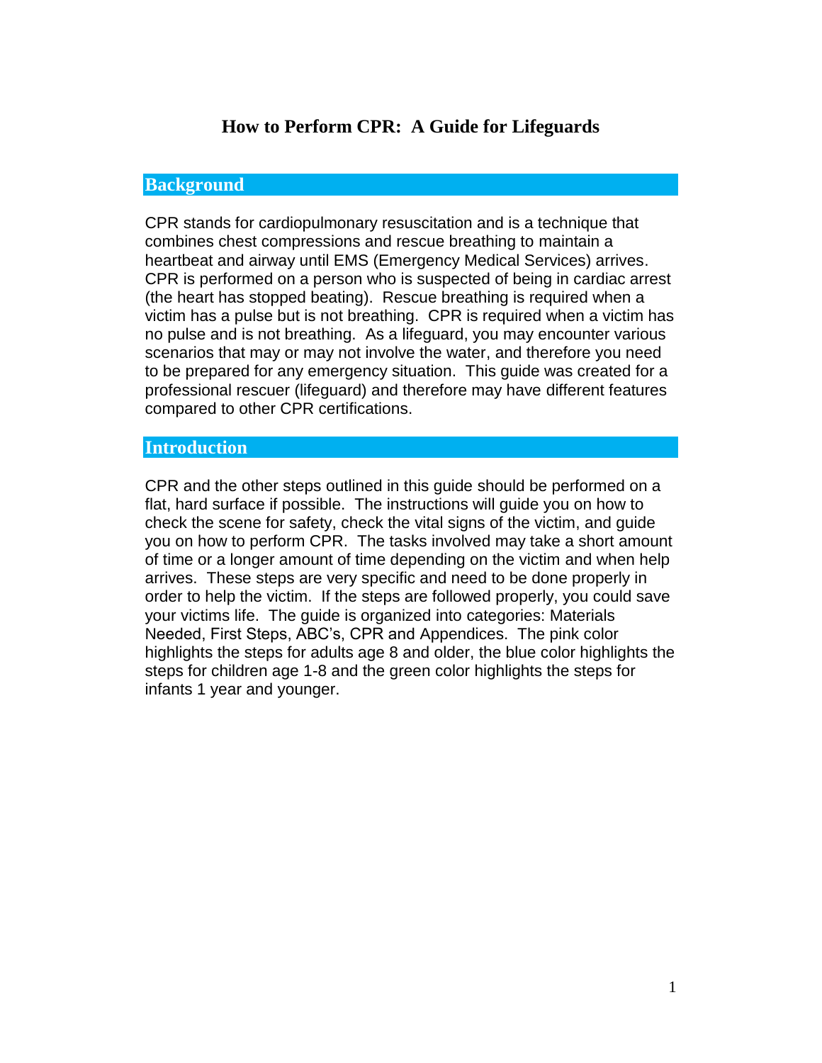# How to Perform CPR: A Guide for Lifeguards

## Background

CPR stands for cardiopulmonary resuscitation and is a technique that combines chest compressions and rescue breathing to maintain a heartbeat and airway until EMS (Emergency Medical Services) arrives. CPR is performed on a person who is suspected of being in cardiac arrest (the heart has stopped beating). Rescue breathing is required when a victim has a pulse but is not breathing. CPR is required when a victim has no pulse and is not breathing. As a lifeguard, you may encounter various scenarios that may or may not involve the water, and therefore you need to be prepared for any emergency situation. This guide was created for a professional rescuer (lifeguard) and therefore may have different features compared to other CPR certifications.

## Introduction

CPR and the other steps outlined in this guide should be performed on a flat, hard surface if possible. The instructions will guide you on how to check the scene for safety, check the vital signs of the victim, and guide you on how to perform CPR. The tasks involved may take a short amount of time or a longer amount of time depending on the victim and when help arrives. These steps are very specific and need to be done properly in order to help the victim. If the steps are followed properly, you could save your victims life. The guide is organized into categories: Materials Needed, First Steps, ABC's, CPR and Appendices. The pink color highlights the steps for adults age 8 and older, the blue color highlights the steps for children age 1-8 and the green color highlights the steps for infants 1 year and younger.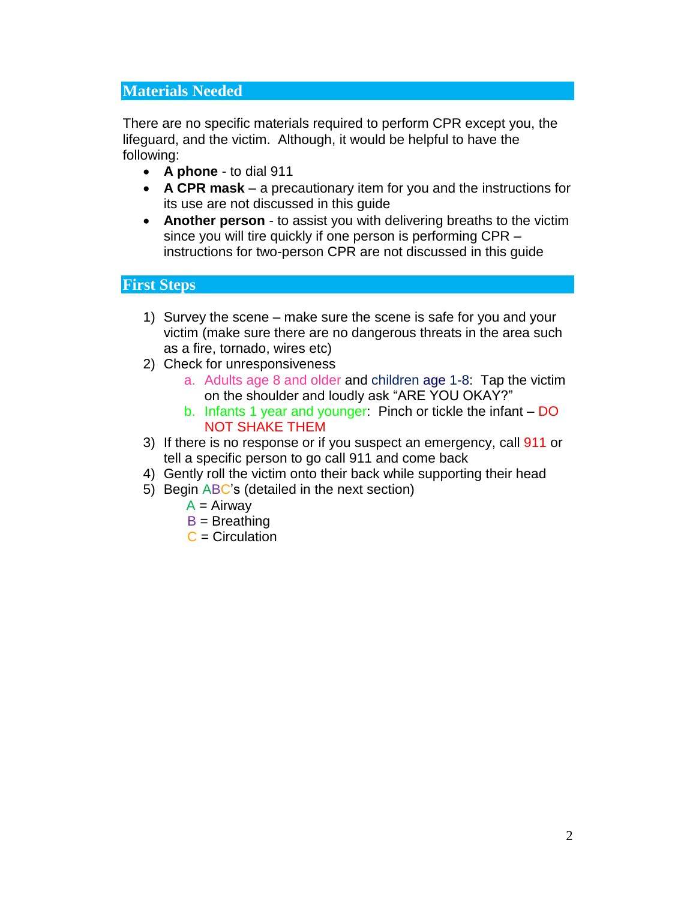## Materials Needed

There are no specific materials required to perform CPR except you, the lifeguard, and the victim. Although, it would be helpful to have the following:

- **A phone** - to dial 911
- **A CPR mask** – a precautionary item for you and the instructions for its use are not discussed in this guide
- **Another person** - to assist you with delivering breaths to the victim since you will tire quickly if one person is performing CPR – instructions for two-person CPR are not discussed in this guide

## First Steps

1) Survey the scene – make sure the scene is safe for you and your victim (make sure there are no dangerous threats in the area such as a fire, tornado, wires etc)
2) Check for unresponsiveness
   a. Adults age 8 and older and children age 1-8: Tap the victim on the shoulder and loudly ask “ARE YOU OKAY?”
   b. Infants 1 year and younger: Pinch or tickle the infant – DO NOT SHAKE THEM
3) If there is no response or if you suspect an emergency, call 911 or tell a specific person to go call 911 and come back
4) Gently roll the victim onto their back while supporting their head
5) Begin ABC’s (detailed in the next section)

   A = Airway  
   B = Breathing  
   C = Circulation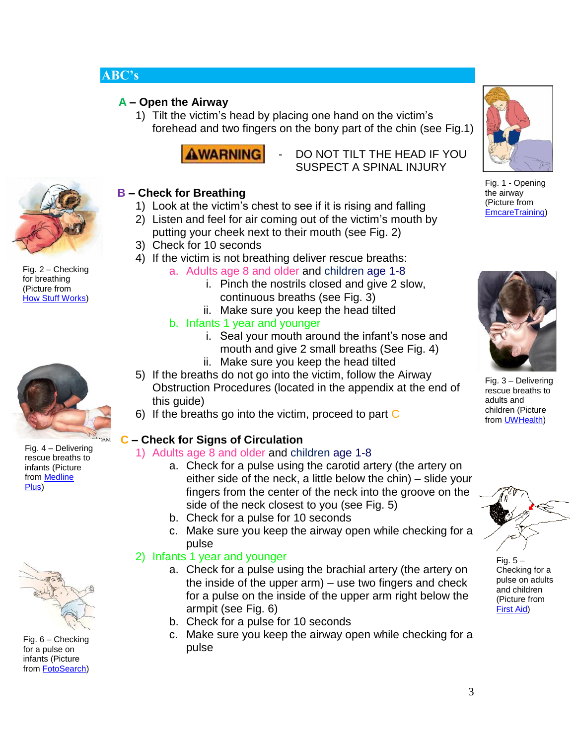## ABC's

### A – Open the Airway

1) Tilt the victim's head by placing one hand on the victim's forehead and two fingers on the bony part of the chin (see Fig.1)

**WARNING** - DO NOT TILT THE HEAD IF YOU SUSPECT A SPINAL INJURY

Fig. 1 - Opening the airway (Picture from EmcareTraining)

### B – Check for Breathing

1) Look at the victim's chest to see if it is rising and falling
2) Listen and feel for air coming out of the victim's mouth by putting your cheek next to their mouth (see Fig. 2)
3) Check for 10 seconds
4) If the victim is not breathing deliver rescue breaths:
   a. Adults age 8 and older and children age 1-8
      i. Pinch the nostrils closed and give 2 slow, continuous breaths (see Fig. 3)
      ii. Make sure you keep the head tilted
   b. Infants 1 year and younger
      i. Seal your mouth around the infant's nose and mouth and give 2 small breaths (See Fig. 4)
      ii. Make sure you keep the head tilted
5) If the breaths do not go into the victim, follow the Airway Obstruction Procedures (located in the appendix at the end of this guide)
6) If the breaths go into the victim, proceed to part C

Fig. 2 – Checking for breathing (Picture from How Stuff Works)

Fig. 3 – Delivering rescue breaths to adults and children (Picture from UWHealth)

Fig. 4 – Delivering rescue breaths to infants (Picture from Medline Plus)

### C – Check for Signs of Circulation

1) Adults age 8 and older and children age 1-8
   a. Check for a pulse using the carotid artery (the artery on either side of the neck, a little below the chin) – slide your fingers from the center of the neck into the groove on the side of the neck closest to you (see Fig. 5)
   b. Check for a pulse for 10 seconds
   c. Make sure you keep the airway open while checking for a pulse
2) Infants 1 year and younger
   a. Check for a pulse using the brachial artery (the artery on the inside of the upper arm) – use two fingers and check for a pulse on the inside of the upper arm right below the armpit (see Fig. 6)
   b. Check for a pulse for 10 seconds
   c. Make sure you keep the airway open while checking for a pulse

Fig. 5 – Checking for a pulse on adults and children (Picture from First Aid)

Fig. 6 – Checking for a pulse on infants (Picture from FotoSearch)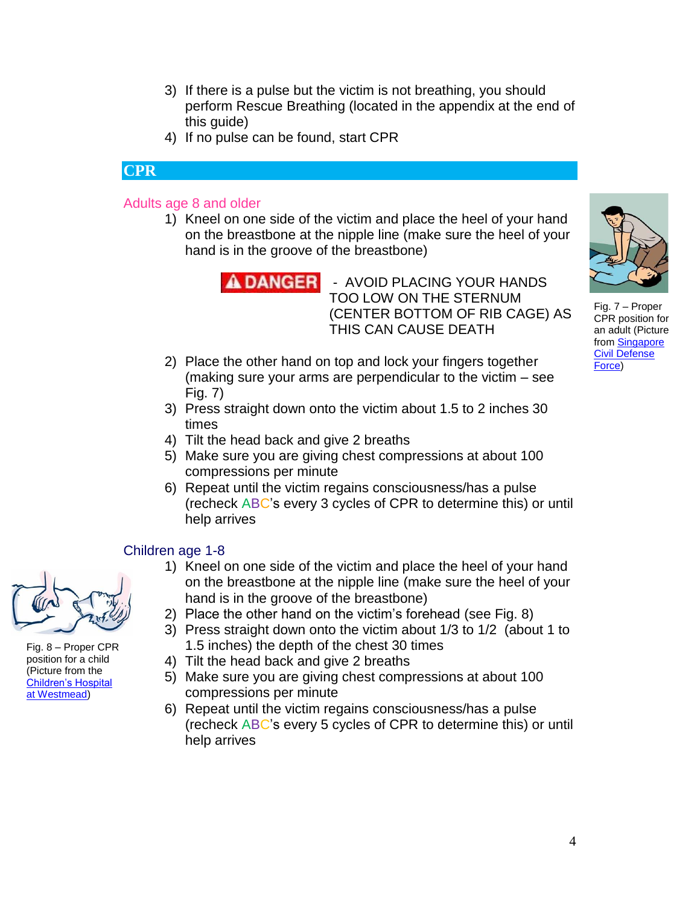3) If there is a pulse but the victim is not breathing, you should perform Rescue Breathing (located in the appendix at the end of this guide)
4) If no pulse can be found, start CPR

## CPR

### Adults age 8 and older

1) Kneel on one side of the victim and place the heel of your hand on the breastbone at the nipple line (make sure the heel of your hand is in the groove of the breastbone)

**⚠ DANGER** - AVOID PLACING YOUR HANDS TOO LOW ON THE STERNUM (CENTER BOTTOM OF RIB CAGE) AS THIS CAN CAUSE DEATH

2) Place the other hand on top and lock your fingers together (making sure your arms are perpendicular to the victim – see Fig. 7)
3) Press straight down onto the victim about 1.5 to 2 inches 30 times
4) Tilt the head back and give 2 breaths
5) Make sure you are giving chest compressions at about 100 compressions per minute
6) Repeat until the victim regains consciousness/has a pulse (recheck ABC's every 3 cycles of CPR to determine this) or until help arrives

Fig. 7 – Proper CPR position for an adult (Picture from Singapore Civil Defense Force)

### Children age 1-8

1) Kneel on one side of the victim and place the heel of your hand on the breastbone at the nipple line (make sure the heel of your hand is in the groove of the breastbone)
2) Place the other hand on the victim's forehead (see Fig. 8)
3) Press straight down onto the victim about 1/3 to 1/2 (about 1 to 1.5 inches) the depth of the chest 30 times
4) Tilt the head back and give 2 breaths
5) Make sure you are giving chest compressions at about 100 compressions per minute
6) Repeat until the victim regains consciousness/has a pulse (recheck ABC's every 5 cycles of CPR to determine this) or until help arrives

Fig. 8 – Proper CPR position for a child (Picture from the Children's Hospital at Westmead)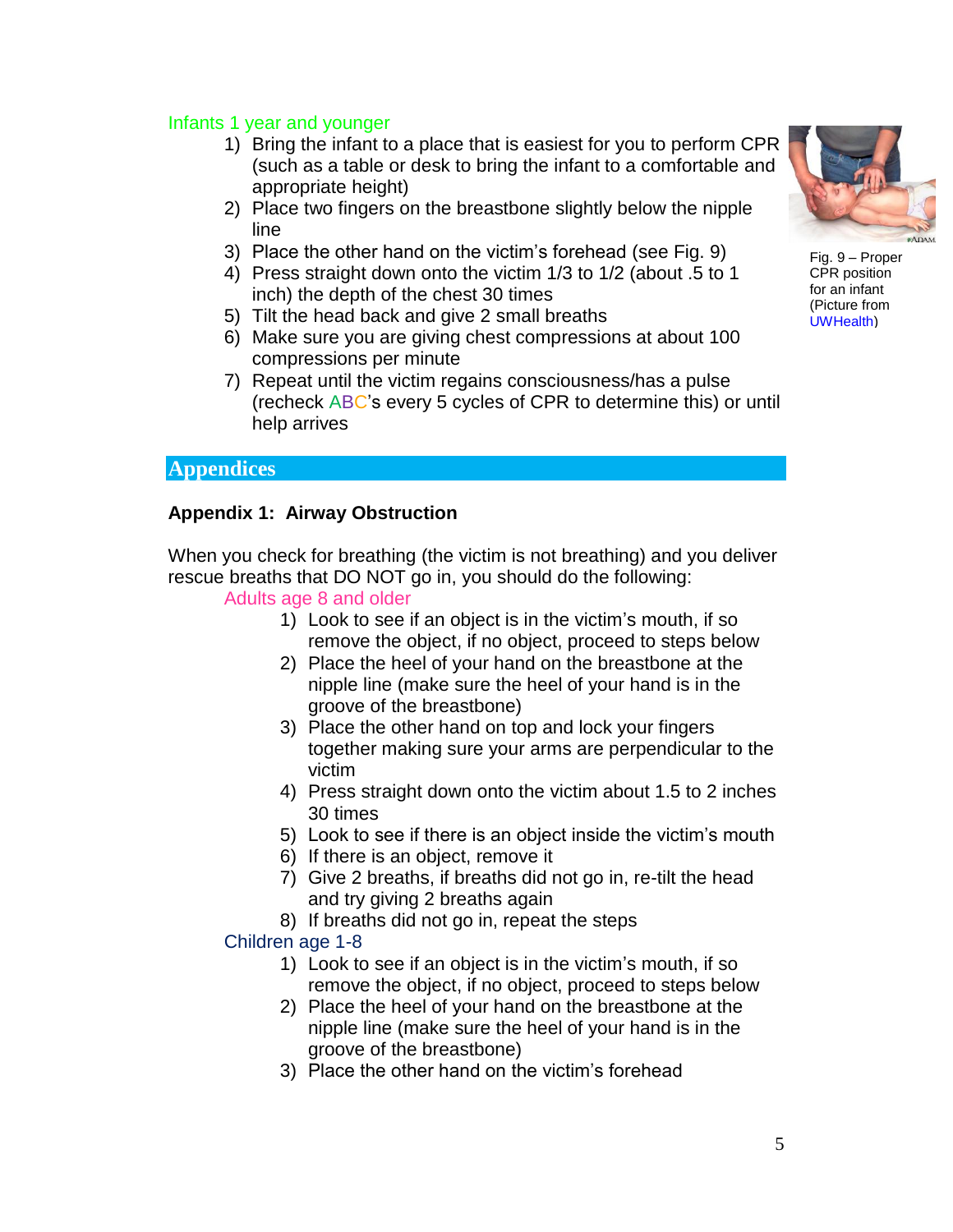Infants 1 year and younger

1) Bring the infant to a place that is easiest for you to perform CPR (such as a table or desk to bring the infant to a comfortable and appropriate height)
2) Place two fingers on the breastbone slightly below the nipple line
3) Place the other hand on the victim's forehead (see Fig. 9)
4) Press straight down onto the victim 1/3 to 1/2 (about .5 to 1 inch) the depth of the chest 30 times
5) Tilt the head back and give 2 small breaths
6) Make sure you are giving chest compressions at about 100 compressions per minute
7) Repeat until the victim regains consciousness/has a pulse (recheck ABC's every 5 cycles of CPR to determine this) or until help arrives

Fig. 9 – Proper CPR position for an infant (Picture from UWHealth)

## Appendices

### Appendix 1: Airway Obstruction

When you check for breathing (the victim is not breathing) and you deliver rescue breaths that DO NOT go in, you should do the following:

Adults age 8 and older

1) Look to see if an object is in the victim's mouth, if so remove the object, if no object, proceed to steps below
2) Place the heel of your hand on the breastbone at the nipple line (make sure the heel of your hand is in the groove of the breastbone)
3) Place the other hand on top and lock your fingers together making sure your arms are perpendicular to the victim
4) Press straight down onto the victim about 1.5 to 2 inches 30 times
5) Look to see if there is an object inside the victim's mouth
6) If there is an object, remove it
7) Give 2 breaths, if breaths did not go in, re-tilt the head and try giving 2 breaths again
8) If breaths did not go in, repeat the steps

Children age 1-8

1) Look to see if an object is in the victim's mouth, if so remove the object, if no object, proceed to steps below
2) Place the heel of your hand on the breastbone at the nipple line (make sure the heel of your hand is in the groove of the breastbone)
3) Place the other hand on the victim's forehead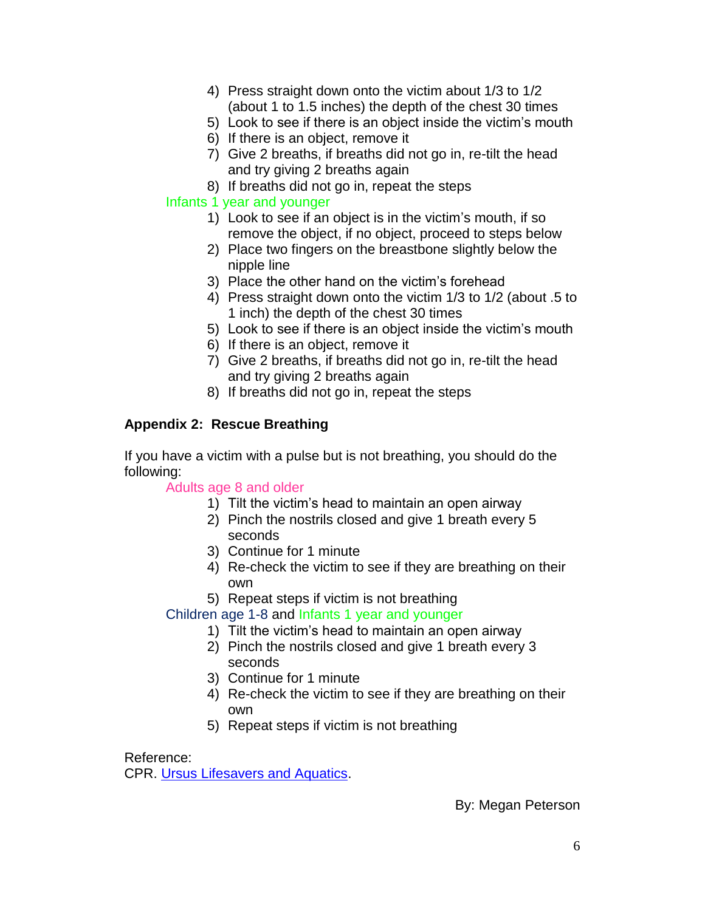4) Press straight down onto the victim about 1/3 to 1/2 (about 1 to 1.5 inches) the depth of the chest 30 times
5) Look to see if there is an object inside the victim's mouth
6) If there is an object, remove it
7) Give 2 breaths, if breaths did not go in, re-tilt the head and try giving 2 breaths again
8) If breaths did not go in, repeat the steps

Infants 1 year and younger

1) Look to see if an object is in the victim's mouth, if so remove the object, if no object, proceed to steps below
2) Place two fingers on the breastbone slightly below the nipple line
3) Place the other hand on the victim's forehead
4) Press straight down onto the victim 1/3 to 1/2 (about .5 to 1 inch) the depth of the chest 30 times
5) Look to see if there is an object inside the victim's mouth
6) If there is an object, remove it
7) Give 2 breaths, if breaths did not go in, re-tilt the head and try giving 2 breaths again
8) If breaths did not go in, repeat the steps

**Appendix 2: Rescue Breathing**

If you have a victim with a pulse but is not breathing, you should do the following:

Adults age 8 and older

1) Tilt the victim's head to maintain an open airway
2) Pinch the nostrils closed and give 1 breath every 5 seconds
3) Continue for 1 minute
4) Re-check the victim to see if they are breathing on their own
5) Repeat steps if victim is not breathing

Children age 1-8 and Infants 1 year and younger

1) Tilt the victim's head to maintain an open airway
2) Pinch the nostrils closed and give 1 breath every 3 seconds
3) Continue for 1 minute
4) Re-check the victim to see if they are breathing on their own
5) Repeat steps if victim is not breathing

Reference:
CPR. Ursus Lifesavers and Aquatics.

By: Megan Peterson